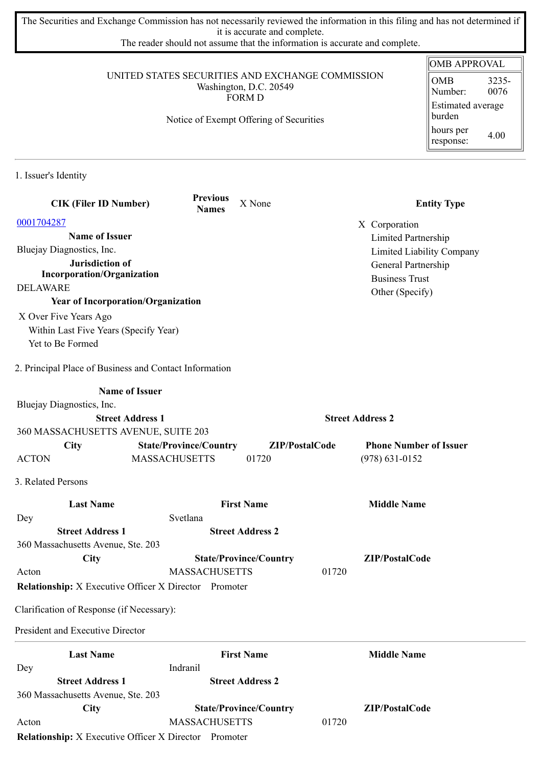The Securities and Exchange Commission has not necessarily reviewed the information in this filing and has not determined if it is accurate and complete.
The reader should not assume that the information is accurate and complete.

| OMB APPROVAL | |
|---|---|
| OMB Number: | 3235-0076 |
| Estimated average burden | |
| hours per response: | 4.00 |

UNITED STATES SECURITIES AND EXCHANGE COMMISSION
Washington, D.C. 20549
FORM D

Notice of Exempt Offering of Securities

## 1. Issuer's Identity

**CIK (Filer ID Number)**
0001704287

**Previous Names** X None

**Entity Type**
X Corporation
Limited Partnership
Limited Liability Company
General Partnership
Business Trust
Other (Specify)

**Name of Issuer**
Bluejay Diagnostics, Inc.

**Jurisdiction of Incorporation/Organization**
DELAWARE

**Year of Incorporation/Organization**
X Over Five Years Ago
Within Last Five Years (Specify Year)
Yet to Be Formed

## 2. Principal Place of Business and Contact Information

| Name of Issuer | | | |
|---|---|---|---|
| Bluejay Diagnostics, Inc. | | | |
| **Street Address 1** | | **Street Address 2** | |
| 360 MASSACHUSETTS AVENUE, SUITE 203 | | | |
| **City** | **State/Province/Country** | **ZIP/PostalCode** | **Phone Number of Issuer** |
| ACTON | MASSACHUSETTS | 01720 | (978) 631-0152 |

## 3. Related Persons

| Last Name | First Name | Middle Name |
|---|---|---|
| Dey | Svetlana | |
| **Street Address 1** | **Street Address 2** | |
| 360 Massachusetts Avenue, Ste. 203 | | |
| **City** | **State/Province/Country** | **ZIP/PostalCode** |
| Acton | MASSACHUSETTS | 01720 |

**Relationship:** X Executive Officer X Director Promoter

Clarification of Response (if Necessary):

President and Executive Director

| Last Name | First Name | Middle Name |
|---|---|---|
| Dey | Indranil | |
| **Street Address 1** | **Street Address 2** | |
| 360 Massachusetts Avenue, Ste. 203 | | |
| **City** | **State/Province/Country** | **ZIP/PostalCode** |
| Acton | MASSACHUSETTS | 01720 |

**Relationship:** X Executive Officer X Director Promoter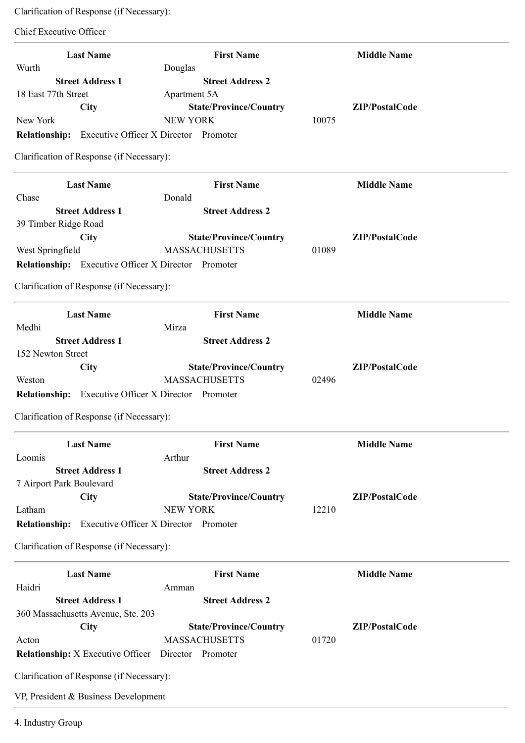Clarification of Response (if Necessary):

Chief Executive Officer

---

| Last Name | First Name | Middle Name |
|---|---|---|
| Wurth | Douglas | |
| **Street Address 1** | **Street Address 2** | |
| 18 East 77th Street | Apartment 5A | |
| **City** | **State/Province/Country** | **ZIP/PostalCode** |
| New York | NEW YORK | 10075 |

**Relationship:** Executive Officer X Director Promoter

Clarification of Response (if Necessary):

---

| Last Name | First Name | Middle Name |
|---|---|---|
| Chase | Donald | |
| **Street Address 1** | **Street Address 2** | |
| 39 Timber Ridge Road | | |
| **City** | **State/Province/Country** | **ZIP/PostalCode** |
| West Springfield | MASSACHUSETTS | 01089 |

**Relationship:** Executive Officer X Director Promoter

Clarification of Response (if Necessary):

---

| Last Name | First Name | Middle Name |
|---|---|---|
| Medhi | Mirza | |
| **Street Address 1** | **Street Address 2** | |
| 152 Newton Street | | |
| **City** | **State/Province/Country** | **ZIP/PostalCode** |
| Weston | MASSACHUSETTS | 02496 |

**Relationship:** Executive Officer X Director Promoter

Clarification of Response (if Necessary):

---

| Last Name | First Name | Middle Name |
|---|---|---|
| Loomis | Arthur | |
| **Street Address 1** | **Street Address 2** | |
| 7 Airport Park Boulevard | | |
| **City** | **State/Province/Country** | **ZIP/PostalCode** |
| Latham | NEW YORK | 12210 |

**Relationship:** Executive Officer X Director Promoter

Clarification of Response (if Necessary):

---

| Last Name | First Name | Middle Name |
|---|---|---|
| Haidri | Amman | |
| **Street Address 1** | **Street Address 2** | |
| 360 Massachusetts Avenue, Ste. 203 | | |
| **City** | **State/Province/Country** | **ZIP/PostalCode** |
| Acton | MASSACHUSETTS | 01720 |

**Relationship:** X Executive Officer Director Promoter

Clarification of Response (if Necessary):

VP, President & Business Development

---

4. Industry Group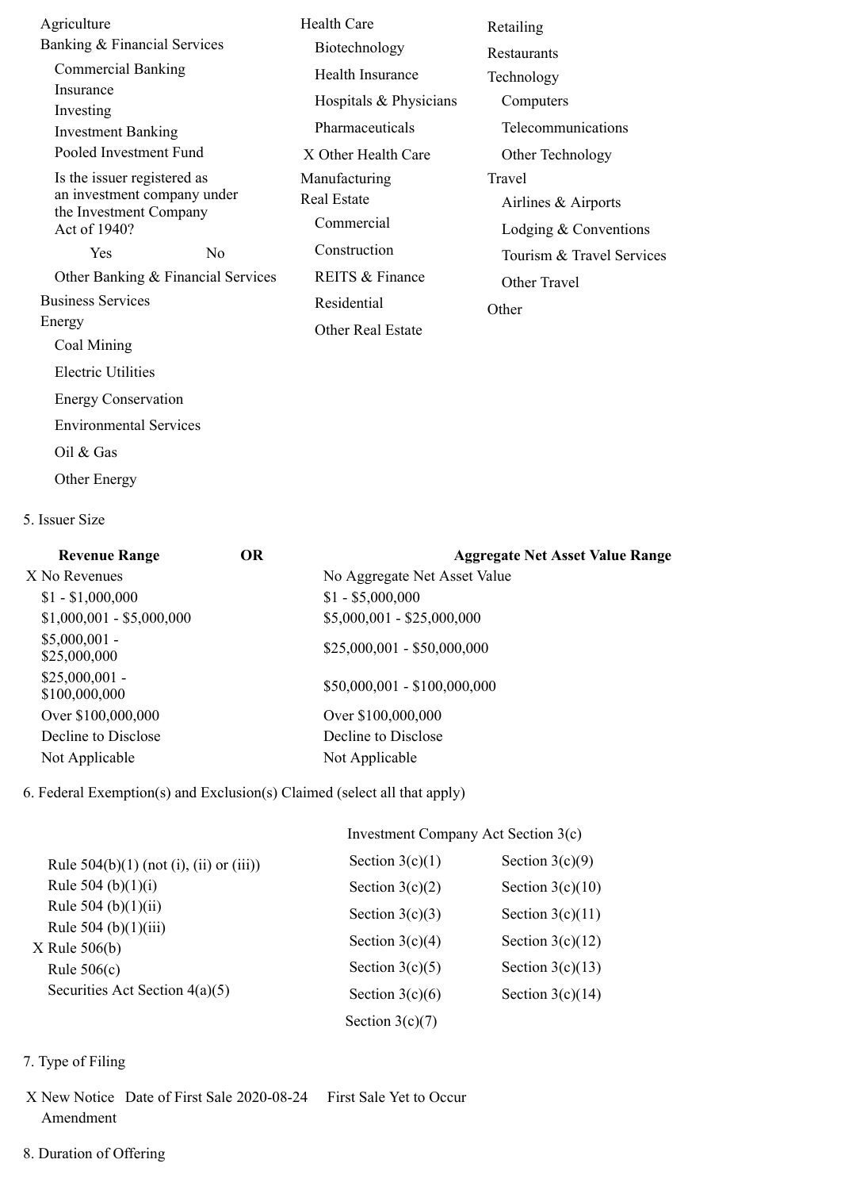Agriculture

Banking & Financial Services

- Commercial Banking
- Insurance
- Investing
- Investment Banking
- Pooled Investment Fund
- Is the issuer registered as an investment company under the Investment Company Act of 1940?
  - Yes
  - No
- Other Banking & Financial Services

Business Services

Energy

- Coal Mining
- Electric Utilities
- Energy Conservation
- Environmental Services
- Oil & Gas
- Other Energy

Health Care

- Biotechnology
- Health Insurance
- Hospitals & Physicians
- Pharmaceuticals
- X Other Health Care

Manufacturing

Real Estate

- Commercial
- Construction
- REITS & Finance
- Residential
- Other Real Estate

Retailing

Restaurants

Technology

- Computers
- Telecommunications
- Other Technology

Travel

- Airlines & Airports
- Lodging & Conventions
- Tourism & Travel Services
- Other Travel

Other

5. Issuer Size

| Revenue Range | OR | Aggregate Net Asset Value Range |
|---|---|---|
| X No Revenues | | No Aggregate Net Asset Value |
| $1 - $1,000,000 | | $1 - $5,000,000 |
| $1,000,001 - $5,000,000 | | $5,000,001 - $25,000,000 |
| $5,000,001 - $25,000,000 | | $25,000,001 - $50,000,000 |
| $25,000,001 - $100,000,000 | | $50,000,001 - $100,000,000 |
| Over $100,000,000 | | Over $100,000,000 |
| Decline to Disclose | | Decline to Disclose |
| Not Applicable | | Not Applicable |

6. Federal Exemption(s) and Exclusion(s) Claimed (select all that apply)

- Rule 504(b)(1) (not (i), (ii) or (iii))
- Rule 504 (b)(1)(i)
- Rule 504 (b)(1)(ii)
- Rule 504 (b)(1)(iii)
- X Rule 506(b)
- Rule 506(c)
- Securities Act Section 4(a)(5)

Investment Company Act Section 3(c)

- Section 3(c)(1)
- Section 3(c)(2)
- Section 3(c)(3)
- Section 3(c)(4)
- Section 3(c)(5)
- Section 3(c)(6)
- Section 3(c)(7)
- Section 3(c)(9)
- Section 3(c)(10)
- Section 3(c)(11)
- Section 3(c)(12)
- Section 3(c)(13)
- Section 3(c)(14)

7. Type of Filing

X New Notice Date of First Sale 2020-08-24 First Sale Yet to Occur

Amendment

8. Duration of Offering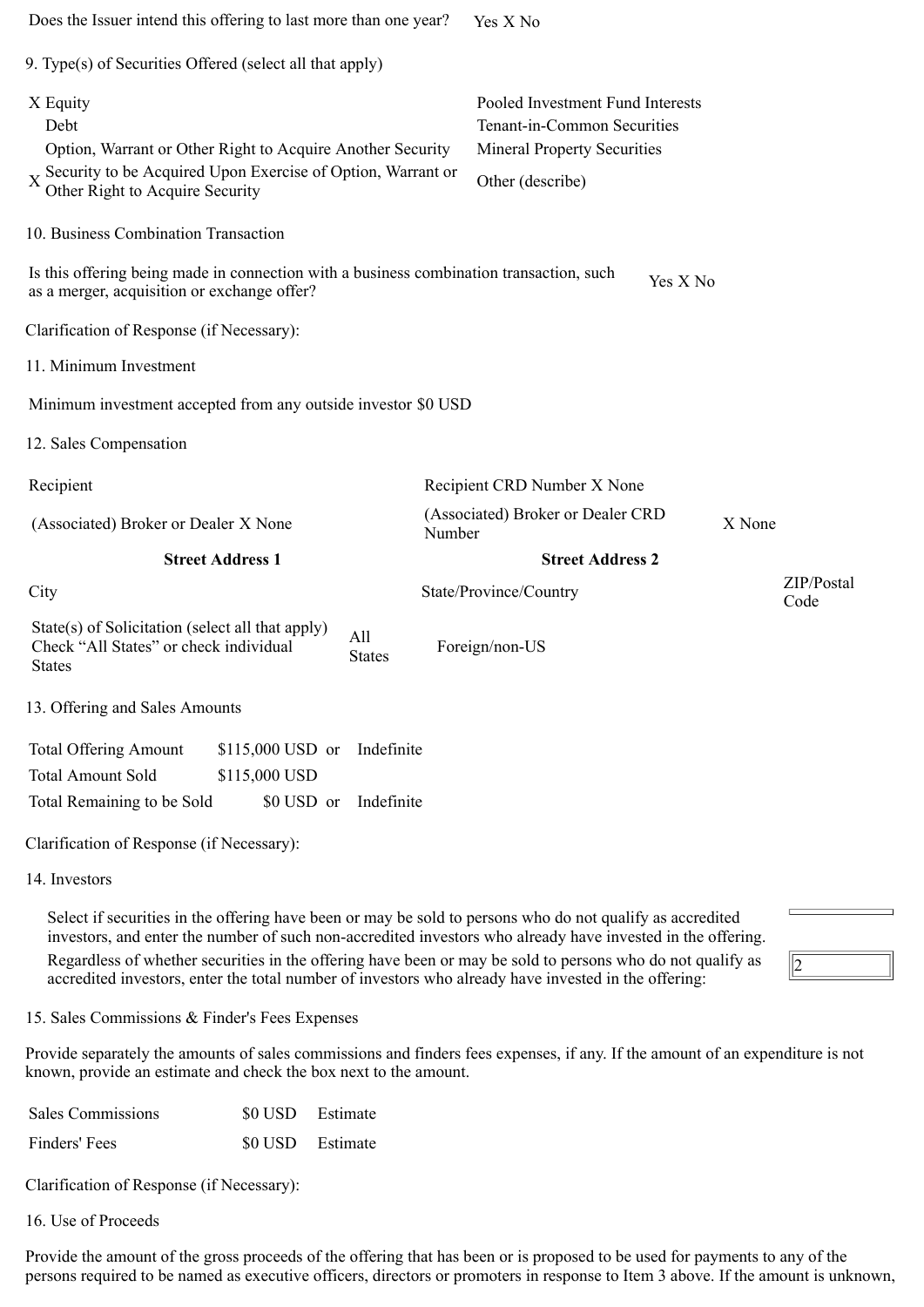Does the Issuer intend this offering to last more than one year? Yes X No

9. Type(s) of Securities Offered (select all that apply)

| | |
|---|---|
| X Equity | Pooled Investment Fund Interests |
| Debt | Tenant-in-Common Securities |
| Option, Warrant or Other Right to Acquire Another Security | Mineral Property Securities |
| X Security to be Acquired Upon Exercise of Option, Warrant or Other Right to Acquire Security | Other (describe) |

10. Business Combination Transaction

Is this offering being made in connection with a business combination transaction, such as a merger, acquisition or exchange offer? Yes X No

Clarification of Response (if Necessary):

11. Minimum Investment

Minimum investment accepted from any outside investor $0 USD

12. Sales Compensation

| | | |
|---|---|---|
| Recipient | Recipient CRD Number X None | |
| (Associated) Broker or Dealer X None | (Associated) Broker or Dealer CRD Number | X None |
| **Street Address 1** | **Street Address 2** | |
| City | State/Province/Country | ZIP/Postal Code |

State(s) of Solicitation (select all that apply) Check "All States" or check individual States | All States | Foreign/non-US

13. Offering and Sales Amounts

| | | |
|---|---|---|
| Total Offering Amount | $115,000 USD or | Indefinite |
| Total Amount Sold | $115,000 USD | |
| Total Remaining to be Sold | $0 USD or | Indefinite |

Clarification of Response (if Necessary):

14. Investors

Select if securities in the offering have been or may be sold to persons who do not qualify as accredited investors, and enter the number of such non-accredited investors who already have invested in the offering.

Regardless of whether securities in the offering have been or may be sold to persons who do not qualify as accredited investors, enter the total number of investors who already have invested in the offering: 2

15. Sales Commissions & Finder's Fees Expenses

Provide separately the amounts of sales commissions and finders fees expenses, if any. If the amount of an expenditure is not known, provide an estimate and check the box next to the amount.

| | | |
|---|---|---|
| Sales Commissions | $0 USD | Estimate |
| Finders' Fees | $0 USD | Estimate |

Clarification of Response (if Necessary):

16. Use of Proceeds

Provide the amount of the gross proceeds of the offering that has been or is proposed to be used for payments to any of the persons required to be named as executive officers, directors or promoters in response to Item 3 above. If the amount is unknown,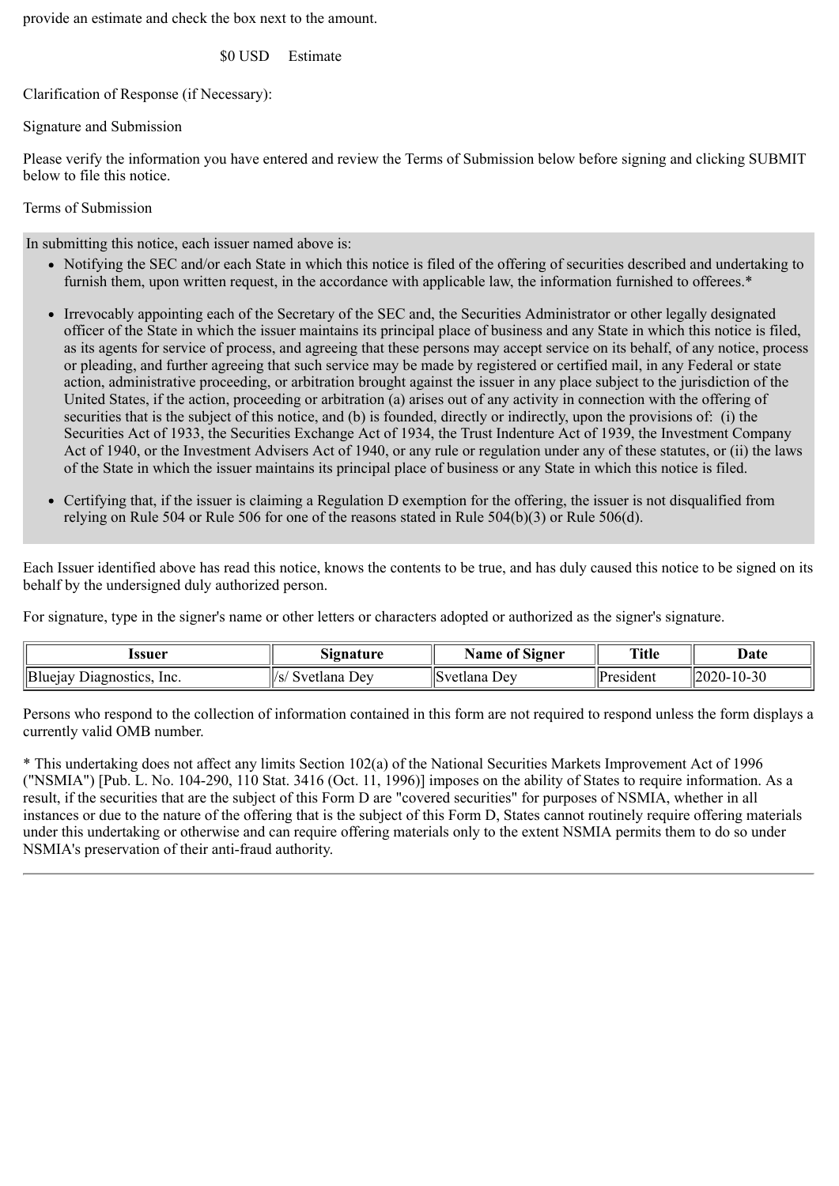provide an estimate and check the box next to the amount.

$0 USD Estimate

Clarification of Response (if Necessary):

Signature and Submission

Please verify the information you have entered and review the Terms of Submission below before signing and clicking SUBMIT below to file this notice.

Terms of Submission

In submitting this notice, each issuer named above is:

- Notifying the SEC and/or each State in which this notice is filed of the offering of securities described and undertaking to furnish them, upon written request, in the accordance with applicable law, the information furnished to offerees.*
- Irrevocably appointing each of the Secretary of the SEC and, the Securities Administrator or other legally designated officer of the State in which the issuer maintains its principal place of business and any State in which this notice is filed, as its agents for service of process, and agreeing that these persons may accept service on its behalf, of any notice, process or pleading, and further agreeing that such service may be made by registered or certified mail, in any Federal or state action, administrative proceeding, or arbitration brought against the issuer in any place subject to the jurisdiction of the United States, if the action, proceeding or arbitration (a) arises out of any activity in connection with the offering of securities that is the subject of this notice, and (b) is founded, directly or indirectly, upon the provisions of: (i) the Securities Act of 1933, the Securities Exchange Act of 1934, the Trust Indenture Act of 1939, the Investment Company Act of 1940, or the Investment Advisers Act of 1940, or any rule or regulation under any of these statutes, or (ii) the laws of the State in which the issuer maintains its principal place of business or any State in which this notice is filed.
- Certifying that, if the issuer is claiming a Regulation D exemption for the offering, the issuer is not disqualified from relying on Rule 504 or Rule 506 for one of the reasons stated in Rule 504(b)(3) or Rule 506(d).

Each Issuer identified above has read this notice, knows the contents to be true, and has duly caused this notice to be signed on its behalf by the undersigned duly authorized person.

For signature, type in the signer's name or other letters or characters adopted or authorized as the signer's signature.

| Issuer | Signature | Name of Signer | Title | Date |
|---|---|---|---|---|
| Bluejay Diagnostics, Inc. | /s/ Svetlana Dey | Svetlana Dey | President | 2020-10-30 |

Persons who respond to the collection of information contained in this form are not required to respond unless the form displays a currently valid OMB number.

* This undertaking does not affect any limits Section 102(a) of the National Securities Markets Improvement Act of 1996 ("NSMIA") [Pub. L. No. 104-290, 110 Stat. 3416 (Oct. 11, 1996)] imposes on the ability of States to require information. As a result, if the securities that are the subject of this Form D are "covered securities" for purposes of NSMIA, whether in all instances or due to the nature of the offering that is the subject of this Form D, States cannot routinely require offering materials under this undertaking or otherwise and can require offering materials only to the extent NSMIA permits them to do so under NSMIA's preservation of their anti-fraud authority.